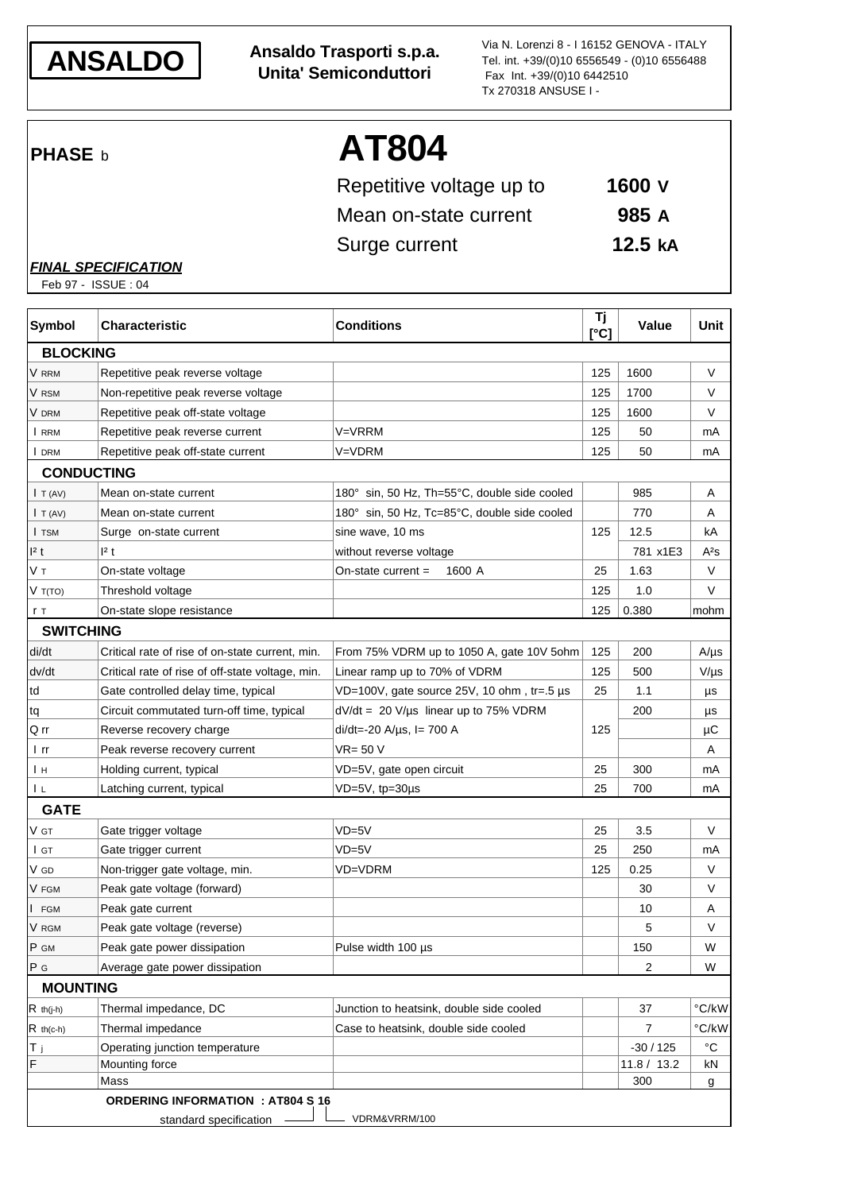**ANSALDO**

**Ansaldo Trasporti s.p.a.**
**Unita' Semiconduttori**

Via N. Lorenzi 8 - I 16152 GENOVA - ITALY
Tel. int. +39/(0)10 6556549 - (0)10 6556488
Fax Int. +39/(0)10 6442510
Tx 270318 ANSUSE I -

**PHASE** b

# AT804

| | |
|---|---|
| Repetitive voltage up to | **1600 V** |
| Mean on-state current | **985 A** |
| Surge current | **12.5 kA** |

***FINAL SPECIFICATION***

Feb 97 - ISSUE : 04

| Symbol | Characteristic | Conditions | Tj [°C] | Value | Unit |
|---|---|---|---|---|---|
| **BLOCKING** | | | | | |
| $V_{RRM}$ | Repetitive peak reverse voltage | | 125 | 1600 | V |
| $V_{RSM}$ | Non-repetitive peak reverse voltage | | 125 | 1700 | V |
| $V_{DRM}$ | Repetitive peak off-state voltage | | 125 | 1600 | V |
| $I_{RRM}$ | Repetitive peak reverse current | V=VRRM | 125 | 50 | mA |
| $I_{DRM}$ | Repetitive peak off-state current | V=VDRM | 125 | 50 | mA |
| **CONDUCTING** | | | | | |
| $I_{T(AV)}$ | Mean on-state current | 180° sin, 50 Hz, Th=55°C, double side cooled | | 985 | A |
| $I_{T(AV)}$ | Mean on-state current | 180° sin, 50 Hz, Tc=85°C, double side cooled | | 770 | A |
| $I_{TSM}$ | Surge on-state current | sine wave, 10 ms | 125 | 12.5 | kA |
| $I^2t$ | $I^2t$ | without reverse voltage | | 781 x1E3 | $A^2s$ |
| $V_T$ | On-state voltage | On-state current = 1600 A | 25 | 1.63 | V |
| $V_{T(TO)}$ | Threshold voltage | | 125 | 1.0 | V |
| $r_T$ | On-state slope resistance | | 125 | 0.380 | mohm |
| **SWITCHING** | | | | | |
| di/dt | Critical rate of rise of on-state current, min. | From 75% VDRM up to 1050 A, gate 10V 5ohm | 125 | 200 | A/µs |
| dv/dt | Critical rate of rise of off-state voltage, min. | Linear ramp up to 70% of VDRM | 125 | 500 | V/µs |
| td | Gate controlled delay time, typical | VD=100V, gate source 25V, 10 ohm , tr=.5 µs | 25 | 1.1 | µs |
| tq | Circuit commutated turn-off time, typical | dV/dt = 20 V/µs linear up to 75% VDRM | | 200 | µs |
| Q rr | Reverse recovery charge | di/dt=-20 A/µs, I= 700 A | 125 | | µC |
| I rr | Peak reverse recovery current | VR= 50 V | | | A |
| $I_H$ | Holding current, typical | VD=5V, gate open circuit | 25 | 300 | mA |
| $I_L$ | Latching current, typical | VD=5V, tp=30µs | 25 | 700 | mA |
| **GATE** | | | | | |
| $V_{GT}$ | Gate trigger voltage | VD=5V | 25 | 3.5 | V |
| $I_{GT}$ | Gate trigger current | VD=5V | 25 | 250 | mA |
| $V_{GD}$ | Non-trigger gate voltage, min. | VD=VDRM | 125 | 0.25 | V |
| $V_{FGM}$ | Peak gate voltage (forward) | | | 30 | V |
| $I_{FGM}$ | Peak gate current | | | 10 | A |
| $V_{RGM}$ | Peak gate voltage (reverse) | | | 5 | V |
| $P_{GM}$ | Peak gate power dissipation | Pulse width 100 µs | | 150 | W |
| $P_G$ | Average gate power dissipation | | | 2 | W |
| **MOUNTING** | | | | | |
| $R_{th(j-h)}$ | Thermal impedance, DC | Junction to heatsink, double side cooled | | 37 | °C/kW |
| $R_{th(c-h)}$ | Thermal impedance | Case to heatsink, double side cooled | | 7 | °C/kW |
| $T_j$ | Operating junction temperature | | | -30 / 125 | °C |
| F | Mounting force | | | 11.8 / 13.2 | kN |
| | Mass | | | 300 | g |

**ORDERING INFORMATION : AT804 S 16**

standard specification (S) — VDRM&VRRM/100 (16)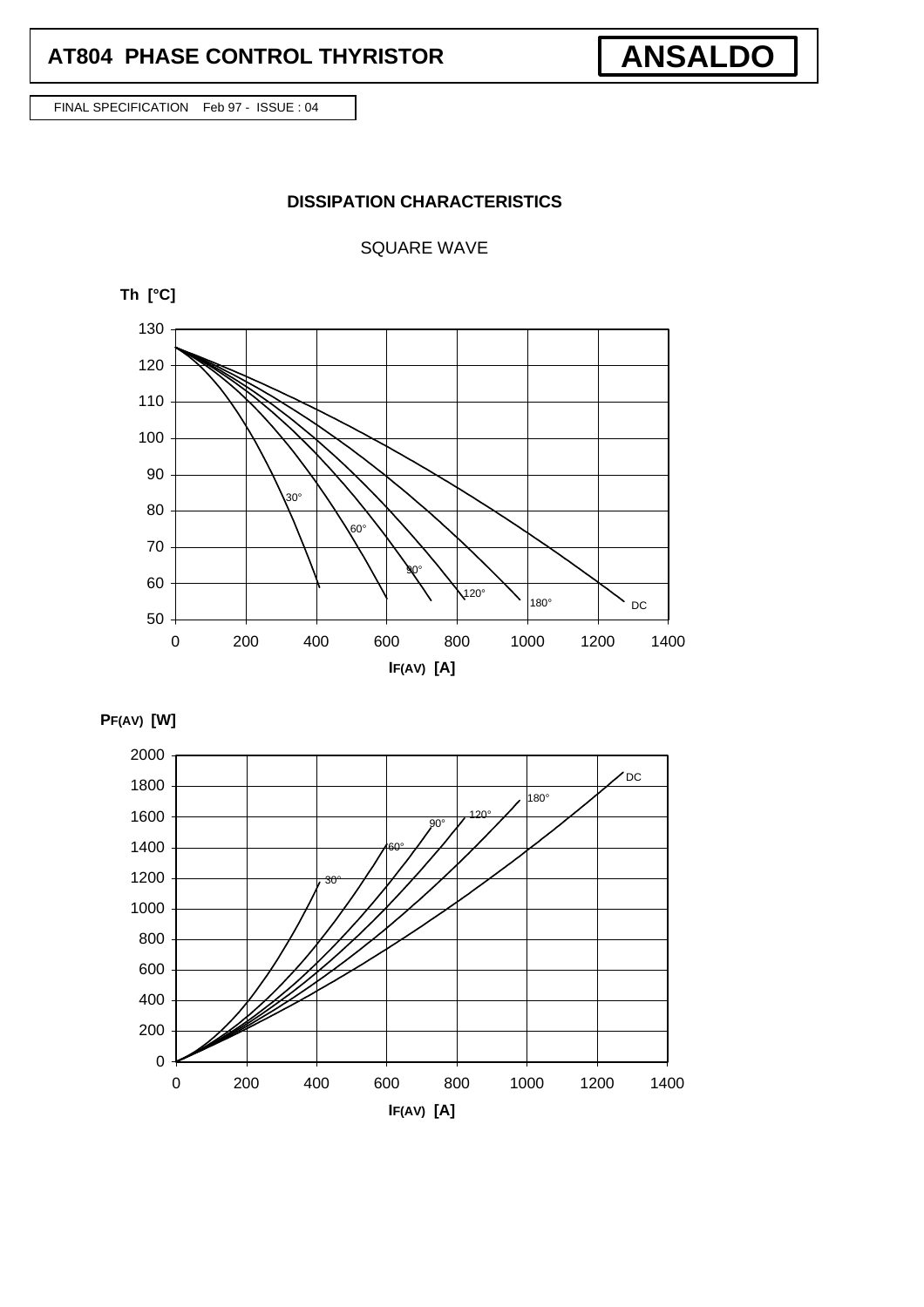FINAL SPECIFICATION Feb 97 - ISSUE : 04

## DISSIPATION CHARACTERISTICS

SQUARE WAVE

Th [°C]

130
120
110
100
90
80
70
60
50

30° 60° 90° 120° 180° DC

0 200 400 600 800 1000 1200 1400

$I_{F(AV)}$ [A]

$P_{F(AV)}$ [W]

2000
1800
1600
1400
1200
1000
800
600
400
200
0

30° 60° 90° 120° 180° DC

0 200 400 600 800 1000 1200 1400

$I_{F(AV)}$ [A]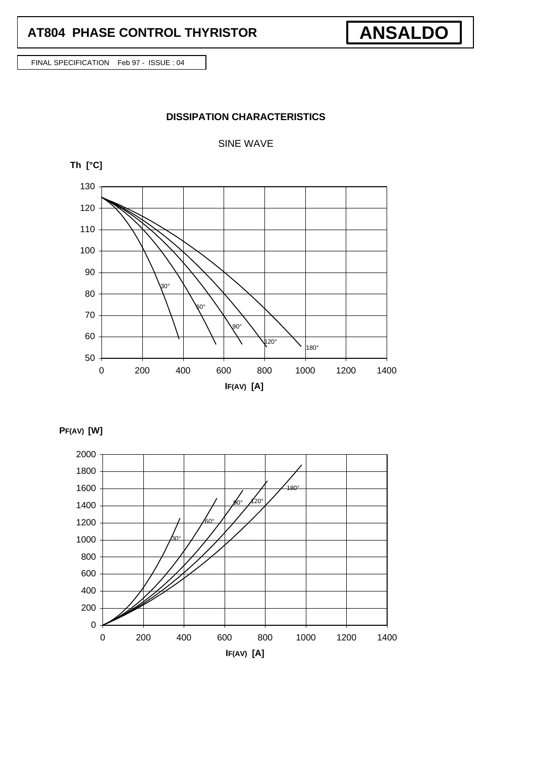# AT804 PHASE CONTROL THYRISTOR

**ANSALDO**

FINAL SPECIFICATION Feb 97 - ISSUE : 04

## DISSIPATION CHARACTERISTICS

SINE WAVE

**Th [°C]**

130, 120, 110, 100, 90, 80, 70, 60, 50

30°, 60°, 90°, 120°, 180°

0, 200, 400, 600, 800, 1000, 1200, 1400

**$I_{F(AV)}$ [A]**

**$P_{F(AV)}$ [W]**

2000, 1800, 1600, 1400, 1200, 1000, 800, 600, 400, 200, 0

30°, 60°, 90°, 120°, 180°

0, 200, 400, 600, 800, 1000, 1200, 1400

**$I_{F(AV)}$ [A]**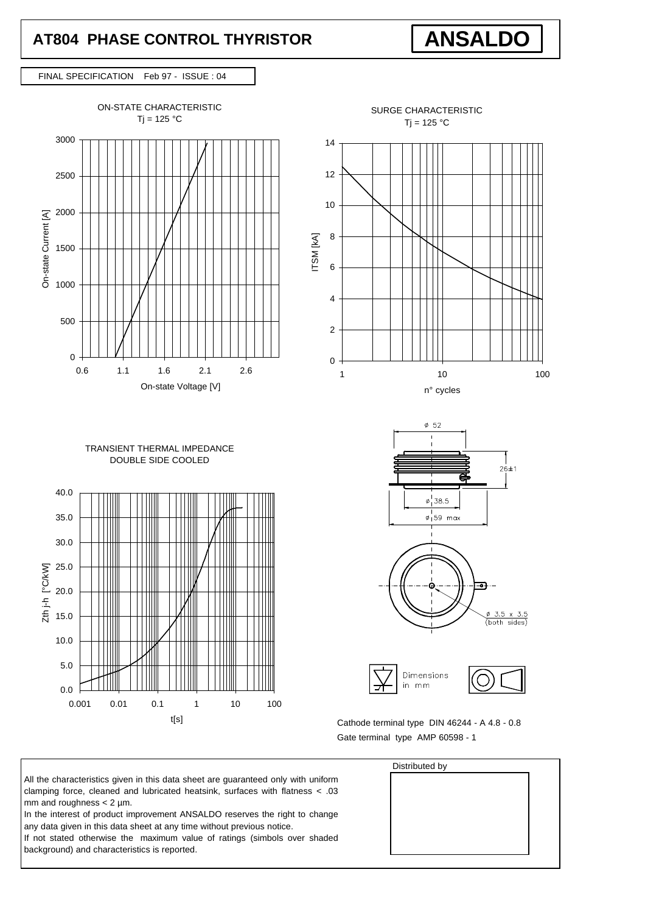# AT804 PHASE CONTROL THYRISTOR

**ANSALDO**

FINAL SPECIFICATION Feb 97 - ISSUE : 04

ON-STATE CHARACTERISTIC
Tj = 125 °C

On-state Current [A]
3000
2500
2000
1500
1000
500
0
0.6 1.1 1.6 2.1 2.6
On-state Voltage [V]

SURGE CHARACTERISTIC
Tj = 125 °C

ITSM [kA]
14
12
10
8
6
4
2
0
1 10 100
n° cycles

TRANSIENT THERMAL IMPEDANCE
DOUBLE SIDE COOLED

Zth j-h [°C/kW]
40.0
35.0
30.0
25.0
20.0
15.0
10.0
5.0
0.0
0.001 0.01 0.1 1 10 100
t[s]

ø 52
26±1
ø 38.5
ø 59 max
ø 3.5 x 3.5
(both sides)
Dimensions in mm

Cathode terminal type DIN 46244 - A 4.8 - 0.8
Gate terminal type AMP 60598 - 1

All the characteristics given in this data sheet are guaranteed only with uniform clamping force, cleaned and lubricated heatsink, surfaces with flatness < .03 mm and roughness < 2 µm.
In the interest of product improvement ANSALDO reserves the right to change any data given in this data sheet at any time without previous notice.
If not stated otherwise the maximum value of ratings (simbols over shaded background) and characteristics is reported.

Distributed by